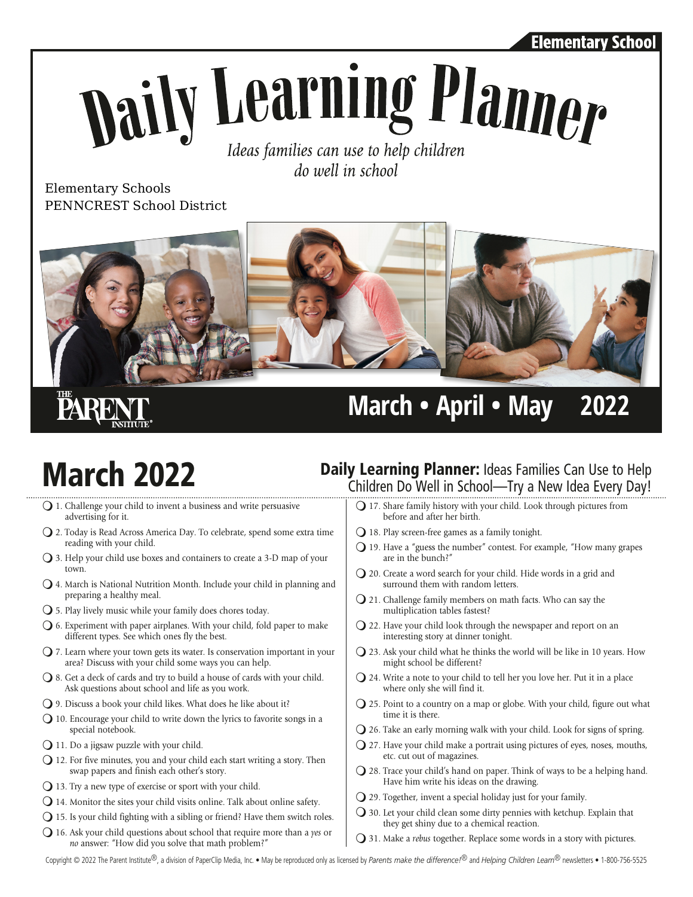Elementary School

# Daily Learning Planner

*Ideas families can use to help children do well in school*

Elementary Schools
PENNCREST School District

THE PARENT INSTITUTE®

**March • April • May 2022**

## March 2022

**Daily Learning Planner:** Ideas Families Can Use to Help Children Do Well in School—Try a New Idea Every Day!

- ❍ 1. Challenge your child to invent a business and write persuasive advertising for it.
- ❍ 2. Today is Read Across America Day. To celebrate, spend some extra time reading with your child.
- ❍ 3. Help your child use boxes and containers to create a 3-D map of your town.
- ❍ 4. March is National Nutrition Month. Include your child in planning and preparing a healthy meal.
- ❍ 5. Play lively music while your family does chores today.
- ❍ 6. Experiment with paper airplanes. With your child, fold paper to make different types. See which ones fly the best.
- ❍ 7. Learn where your town gets its water. Is conservation important in your area? Discuss with your child some ways you can help.
- ❍ 8. Get a deck of cards and try to build a house of cards with your child. Ask questions about school and life as you work.
- ❍ 9. Discuss a book your child likes. What does he like about it?
- ❍ 10. Encourage your child to write down the lyrics to favorite songs in a special notebook.
- ❍ 11. Do a jigsaw puzzle with your child.
- ❍ 12. For five minutes, you and your child each start writing a story. Then swap papers and finish each other's story.
- ❍ 13. Try a new type of exercise or sport with your child.
- ❍ 14. Monitor the sites your child visits online. Talk about online safety.
- ❍ 15. Is your child fighting with a sibling or friend? Have them switch roles.
- ❍ 16. Ask your child questions about school that require more than a *yes* or *no* answer: "How did you solve that math problem?"
- ❍ 17. Share family history with your child. Look through pictures from before and after her birth.
- ❍ 18. Play screen-free games as a family tonight.
- ❍ 19. Have a "guess the number" contest. For example, "How many grapes are in the bunch?"
- ❍ 20. Create a word search for your child. Hide words in a grid and surround them with random letters.
- ❍ 21. Challenge family members on math facts. Who can say the multiplication tables fastest?
- ❍ 22. Have your child look through the newspaper and report on an interesting story at dinner tonight.
- ❍ 23. Ask your child what he thinks the world will be like in 10 years. How might school be different?
- ❍ 24. Write a note to your child to tell her you love her. Put it in a place where only she will find it.
- ❍ 25. Point to a country on a map or globe. With your child, figure out what time it is there.
- ❍ 26. Take an early morning walk with your child. Look for signs of spring.
- ❍ 27. Have your child make a portrait using pictures of eyes, noses, mouths, etc. cut out of magazines.
- ❍ 28. Trace your child's hand on paper. Think of ways to be a helping hand. Have him write his ideas on the drawing.
- ❍ 29. Together, invent a special holiday just for your family.
- ❍ 30. Let your child clean some dirty pennies with ketchup. Explain that they get shiny due to a chemical reaction.
- ❍ 31. Make a *rebus* together. Replace some words in a story with pictures.

Copyright © 2022 The Parent Institute®, a division of PaperClip Media, Inc. • May be reproduced only as licensed by *Parents make the difference!®* and *Helping Children Learn®* newsletters • 1-800-756-5525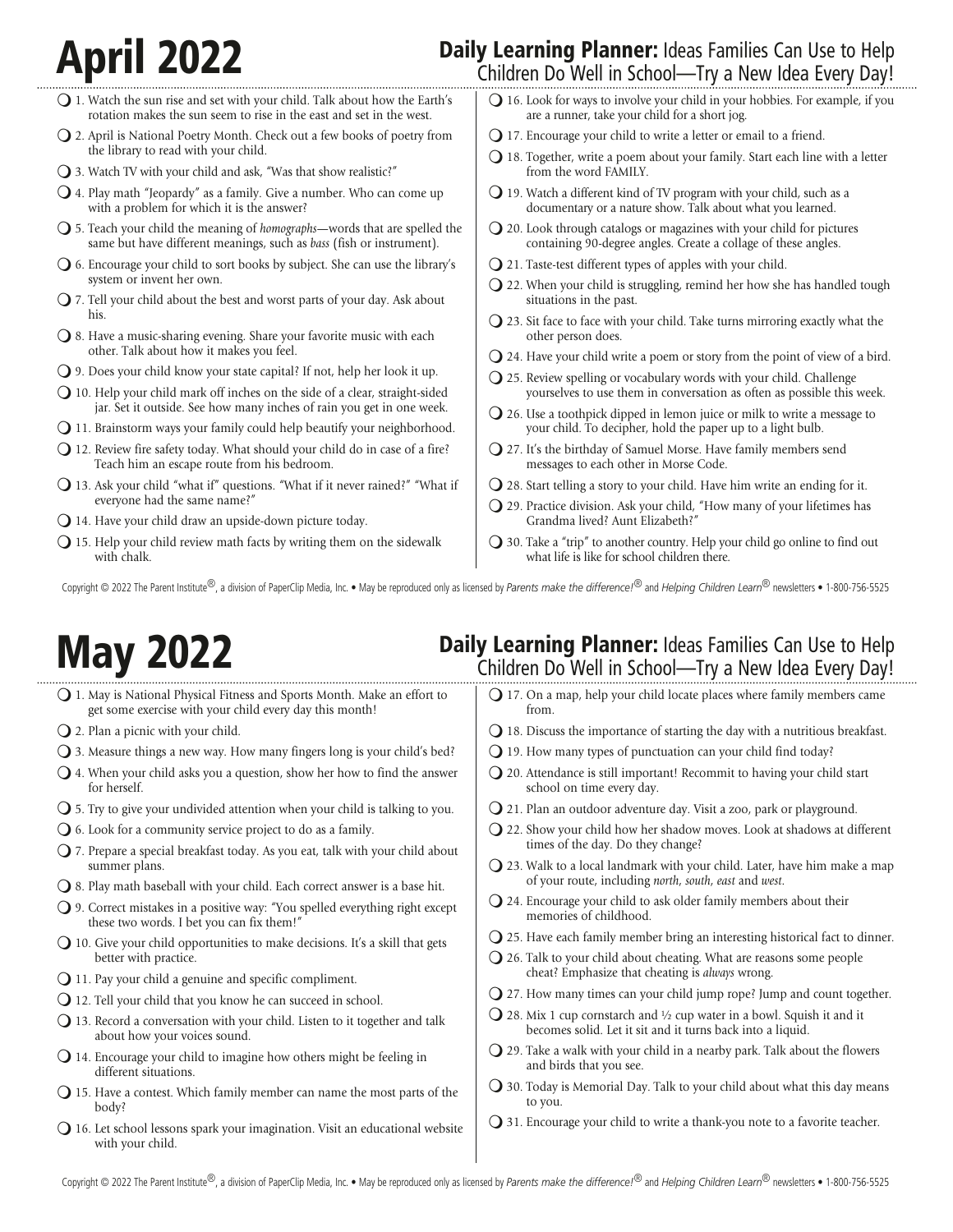# April 2022

## Daily Learning Planner: Ideas Families Can Use to Help Children Do Well in School—Try a New Idea Every Day!

- ❍ 1. Watch the sun rise and set with your child. Talk about how the Earth's rotation makes the sun seem to rise in the east and set in the west.
- ❍ 2. April is National Poetry Month. Check out a few books of poetry from the library to read with your child.
- ❍ 3. Watch TV with your child and ask, "Was that show realistic?"
- ❍ 4. Play math "Jeopardy" as a family. Give a number. Who can come up with a problem for which it is the answer?
- ❍ 5. Teach your child the meaning of *homographs*—words that are spelled the same but have different meanings, such as *bass* (fish or instrument).
- ❍ 6. Encourage your child to sort books by subject. She can use the library's system or invent her own.
- ❍ 7. Tell your child about the best and worst parts of your day. Ask about his.
- ❍ 8. Have a music-sharing evening. Share your favorite music with each other. Talk about how it makes you feel.
- ❍ 9. Does your child know your state capital? If not, help her look it up.
- ❍ 10. Help your child mark off inches on the side of a clear, straight-sided jar. Set it outside. See how many inches of rain you get in one week.
- ❍ 11. Brainstorm ways your family could help beautify your neighborhood.
- ❍ 12. Review fire safety today. What should your child do in case of a fire? Teach him an escape route from his bedroom.
- ❍ 13. Ask your child "what if" questions. "What if it never rained?" "What if everyone had the same name?"
- ❍ 14. Have your child draw an upside-down picture today.
- ❍ 15. Help your child review math facts by writing them on the sidewalk with chalk.
- ❍ 16. Look for ways to involve your child in your hobbies. For example, if you are a runner, take your child for a short jog.
- ❍ 17. Encourage your child to write a letter or email to a friend.
- ❍ 18. Together, write a poem about your family. Start each line with a letter from the word FAMILY.
- ❍ 19. Watch a different kind of TV program with your child, such as a documentary or a nature show. Talk about what you learned.
- ❍ 20. Look through catalogs or magazines with your child for pictures containing 90-degree angles. Create a collage of these angles.
- ❍ 21. Taste-test different types of apples with your child.
- ❍ 22. When your child is struggling, remind her how she has handled tough situations in the past.
- ❍ 23. Sit face to face with your child. Take turns mirroring exactly what the other person does.
- ❍ 24. Have your child write a poem or story from the point of view of a bird.
- ❍ 25. Review spelling or vocabulary words with your child. Challenge yourselves to use them in conversation as often as possible this week.
- ❍ 26. Use a toothpick dipped in lemon juice or milk to write a message to your child. To decipher, hold the paper up to a light bulb.
- ❍ 27. It's the birthday of Samuel Morse. Have family members send messages to each other in Morse Code.
- ❍ 28. Start telling a story to your child. Have him write an ending for it.
- ❍ 29. Practice division. Ask your child, "How many of your lifetimes has Grandma lived? Aunt Elizabeth?"
- ❍ 30. Take a "trip" to another country. Help your child go online to find out what life is like for school children there.

Copyright © 2022 The Parent Institute®, a division of PaperClip Media, Inc. • May be reproduced only as licensed by *Parents make the difference!*® and *Helping Children Learn*® newsletters • 1-800-756-5525

# May 2022

## Daily Learning Planner: Ideas Families Can Use to Help Children Do Well in School—Try a New Idea Every Day!

- ❍ 1. May is National Physical Fitness and Sports Month. Make an effort to get some exercise with your child every day this month!
- ❍ 2. Plan a picnic with your child.
- ❍ 3. Measure things a new way. How many fingers long is your child's bed?
- ❍ 4. When your child asks you a question, show her how to find the answer for herself.
- ❍ 5. Try to give your undivided attention when your child is talking to you.
- ❍ 6. Look for a community service project to do as a family.
- ❍ 7. Prepare a special breakfast today. As you eat, talk with your child about summer plans.
- ❍ 8. Play math baseball with your child. Each correct answer is a base hit.
- ❍ 9. Correct mistakes in a positive way: "You spelled everything right except these two words. I bet you can fix them!"
- ❍ 10. Give your child opportunities to make decisions. It's a skill that gets better with practice.
- ❍ 11. Pay your child a genuine and specific compliment.
- ❍ 12. Tell your child that you know he can succeed in school.
- ❍ 13. Record a conversation with your child. Listen to it together and talk about how your voices sound.
- ❍ 14. Encourage your child to imagine how others might be feeling in different situations.
- ❍ 15. Have a contest. Which family member can name the most parts of the body?
- ❍ 16. Let school lessons spark your imagination. Visit an educational website with your child.
- ❍ 17. On a map, help your child locate places where family members came from.
- ❍ 18. Discuss the importance of starting the day with a nutritious breakfast.
- ❍ 19. How many types of punctuation can your child find today?
- ❍ 20. Attendance is still important! Recommit to having your child start school on time every day.
- ❍ 21. Plan an outdoor adventure day. Visit a zoo, park or playground.
- ❍ 22. Show your child how her shadow moves. Look at shadows at different times of the day. Do they change?
- ❍ 23. Walk to a local landmark with your child. Later, have him make a map of your route, including *north*, *south*, *east* and *west*.
- ❍ 24. Encourage your child to ask older family members about their memories of childhood.
- ❍ 25. Have each family member bring an interesting historical fact to dinner.
- ❍ 26. Talk to your child about cheating. What are reasons some people cheat? Emphasize that cheating is *always* wrong.
- ❍ 27. How many times can your child jump rope? Jump and count together.
- ❍ 28. Mix 1 cup cornstarch and ½ cup water in a bowl. Squish it and it becomes solid. Let it sit and it turns back into a liquid.
- ❍ 29. Take a walk with your child in a nearby park. Talk about the flowers and birds that you see.
- ❍ 30. Today is Memorial Day. Talk to your child about what this day means to you.
- ❍ 31. Encourage your child to write a thank-you note to a favorite teacher.

Copyright © 2022 The Parent Institute®, a division of PaperClip Media, Inc. • May be reproduced only as licensed by *Parents make the difference!*® and *Helping Children Learn*® newsletters • 1-800-756-5525